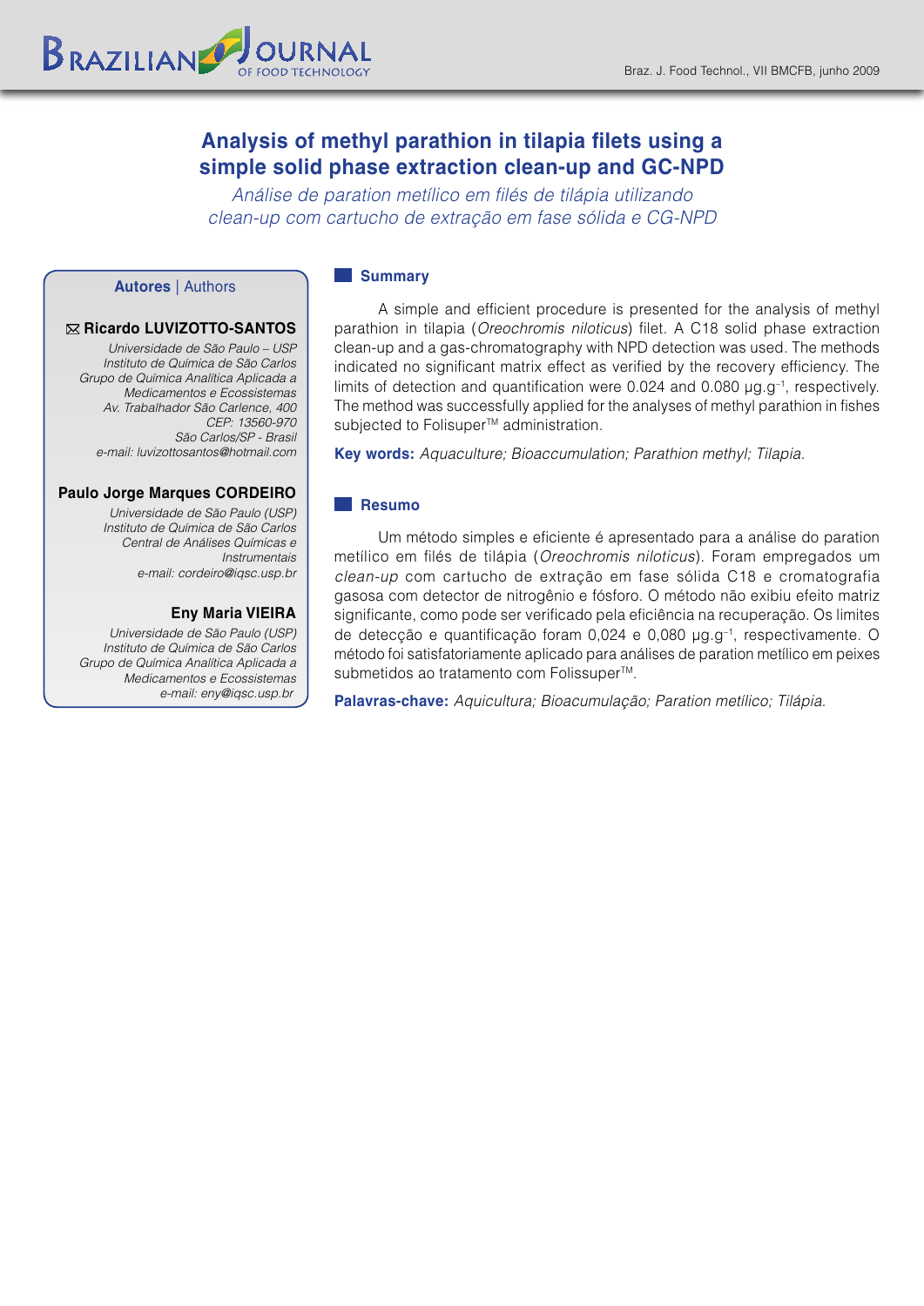# Analysis of methyl parathion in tilapia filets using a simple solid phase extraction clean-up and GC-NPD

*Análise de paration metílico em filés de tilápia utilizando clean-up com cartucho de extração em fase sólida e CG-NPD*

## Autores | Authors

**✉ Ricardo LUVIZOTTO-SANTOS**
*Universidade de São Paulo – USP*
*Instituto de Química de São Carlos*
*Grupo de Química Analítica Aplicada a Medicamentos e Ecossistemas*
*Av. Trabalhador São Carlence, 400*
*CEP: 13560-970*
*São Carlos/SP - Brasil*
*e-mail: luvizottosantos@hotmail.com*

**Paulo Jorge Marques CORDEIRO**
*Universidade de São Paulo (USP)*
*Instituto de Química de São Carlos*
*Central de Análises Químicas e Instrumentais*
*e-mail: cordeiro@iqsc.usp.br*

**Eny Maria VIEIRA**
*Universidade de São Paulo (USP)*
*Instituto de Química de São Carlos*
*Grupo de Química Analítica Aplicada a Medicamentos e Ecossistemas*
*e-mail: eny@iqsc.usp.br*

## Summary

A simple and efficient procedure is presented for the analysis of methyl parathion in tilapia (*Oreochromis niloticus*) filet. A C18 solid phase extraction clean-up and a gas-chromatography with NPD detection was used. The methods indicated no significant matrix effect as verified by the recovery efficiency. The limits of detection and quantification were 0.024 and 0.080 $\mu g.g^{-1}$, respectively. The method was successfully applied for the analyses of methyl parathion in fishes subjected to Folisuper™ administration.

**Key words:** *Aquaculture; Bioaccumulation; Parathion methyl; Tilapia.*

## Resumo

Um método simples e eficiente é apresentado para a análise do paration metílico em filés de tilápia (*Oreochromis niloticus*). Foram empregados um *clean-up* com cartucho de extração em fase sólida C18 e cromatografia gasosa com detector de nitrogênio e fósforo. O método não exibiu efeito matriz significante, como pode ser verificado pela eficiência na recuperação. Os limites de detecção e quantificação foram 0,024 e 0,080 $\mu g.g^{-1}$, respectivamente. O método foi satisfatoriamente aplicado para análises de paration metílico em peixes submetidos ao tratamento com Folissuper™.

**Palavras-chave:** *Aquicultura; Bioacumulação; Paration metílico; Tilápia.*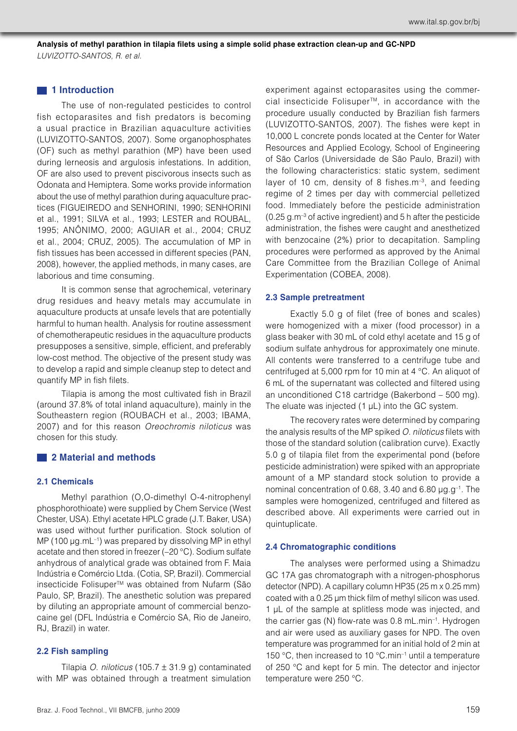## 1 Introduction

The use of non-regulated pesticides to control fish ectoparasites and fish predators is becoming a usual practice in Brazilian aquaculture activities (LUVIZOTTO-SANTOS, 2007). Some organophosphates (OF) such as methyl parathion (MP) have been used during lerneosis and argulosis infestations. In addition, OF are also used to prevent piscivorous insects such as Odonata and Hemiptera. Some works provide information about the use of methyl parathion during aquaculture practices (FIGUEIREDO and SENHORINI, 1990; SENHORINI et al., 1991; SILVA et al., 1993; LESTER and ROUBAL, 1995; ANÔNIMO, 2000; AGUIAR et al., 2004; CRUZ et al., 2004; CRUZ, 2005). The accumulation of MP in fish tissues has been accessed in different species (PAN, 2008), however, the applied methods, in many cases, are laborious and time consuming.

It is common sense that agrochemical, veterinary drug residues and heavy metals may accumulate in aquaculture products at unsafe levels that are potentially harmful to human health. Analysis for routine assessment of chemotherapeutic residues in the aquaculture products presupposes a sensitive, simple, efficient, and preferably low-cost method. The objective of the present study was to develop a rapid and simple cleanup step to detect and quantify MP in fish filets.

Tilapia is among the most cultivated fish in Brazil (around 37.8% of total inland aquaculture), mainly in the Southeastern region (ROUBACH et al., 2003; IBAMA, 2007) and for this reason *Oreochromis niloticus* was chosen for this study.

## 2 Material and methods

### 2.1 Chemicals

Methyl parathion (O,O-dimethyl O-4-nitrophenyl phosphorothioate) were supplied by Chem Service (West Chester, USA). Ethyl acetate HPLC grade (J.T. Baker, USA) was used without further purification. Stock solution of MP (100 µg.mL$^{-1}$) was prepared by dissolving MP in ethyl acetate and then stored in freezer (–20 °C). Sodium sulfate anhydrous of analytical grade was obtained from F. Maia Indústria e Comércio Ltda. (Cotia, SP, Brazil). Commercial insecticide Folisuper™ was obtained from Nufarm (São Paulo, SP, Brazil). The anesthetic solution was prepared by diluting an appropriate amount of commercial benzocaine gel (DFL Indústria e Comércio SA, Rio de Janeiro, RJ, Brazil) in water.

### 2.2 Fish sampling

Tilapia *O. niloticus* (105.7 ± 31.9 g) contaminated with MP was obtained through a treatment simulation experiment against ectoparasites using the commercial insecticide Folisuper™, in accordance with the procedure usually conducted by Brazilian fish farmers (LUVIZOTTO-SANTOS, 2007). The fishes were kept in 10,000 L concrete ponds located at the Center for Water Resources and Applied Ecology, School of Engineering of São Carlos (Universidade de São Paulo, Brazil) with the following characteristics: static system, sediment layer of 10 cm, density of 8 fishes.m$^{-3}$, and feeding regime of 2 times per day with commercial pelletized food. Immediately before the pesticide administration (0.25 g.m$^{-3}$ of active ingredient) and 5 h after the pesticide administration, the fishes were caught and anesthetized with benzocaine (2%) prior to decapitation. Sampling procedures were performed as approved by the Animal Care Committee from the Brazilian College of Animal Experimentation (COBEA, 2008).

### 2.3 Sample pretreatment

Exactly 5.0 g of filet (free of bones and scales) were homogenized with a mixer (food processor) in a glass beaker with 30 mL of cold ethyl acetate and 15 g of sodium sulfate anhydrous for approximately one minute. All contents were transferred to a centrifuge tube and centrifuged at 5,000 rpm for 10 min at 4 °C. An aliquot of 6 mL of the supernatant was collected and filtered using an unconditioned C18 cartridge (Bakerbond – 500 mg). The eluate was injected (1 µL) into the GC system.

The recovery rates were determined by comparing the analysis results of the MP spiked *O. niloticus* filets with those of the standard solution (calibration curve). Exactly 5.0 g of tilapia filet from the experimental pond (before pesticide administration) were spiked with an appropriate amount of a MP standard stock solution to provide a nominal concentration of 0.68, 3.40 and 6.80 µg.g$^{-1}$. The samples were homogenized, centrifuged and filtered as described above. All experiments were carried out in quintuplicate.

### 2.4 Chromatographic conditions

The analyses were performed using a Shimadzu GC 17A gas chromatograph with a nitrogen-phosphorus detector (NPD). A capillary column HP35 (25 m x 0.25 mm) coated with a 0.25 µm thick film of methyl silicon was used. 1 µL of the sample at splitless mode was injected, and the carrier gas (N) flow-rate was 0.8 mL.min$^{-1}$. Hydrogen and air were used as auxiliary gases for NPD. The oven temperature was programmed for an initial hold of 2 min at 150 °C, then increased to 10 °C.min$^{-1}$ until a temperature of 250 °C and kept for 5 min. The detector and injector temperature were 250 °C.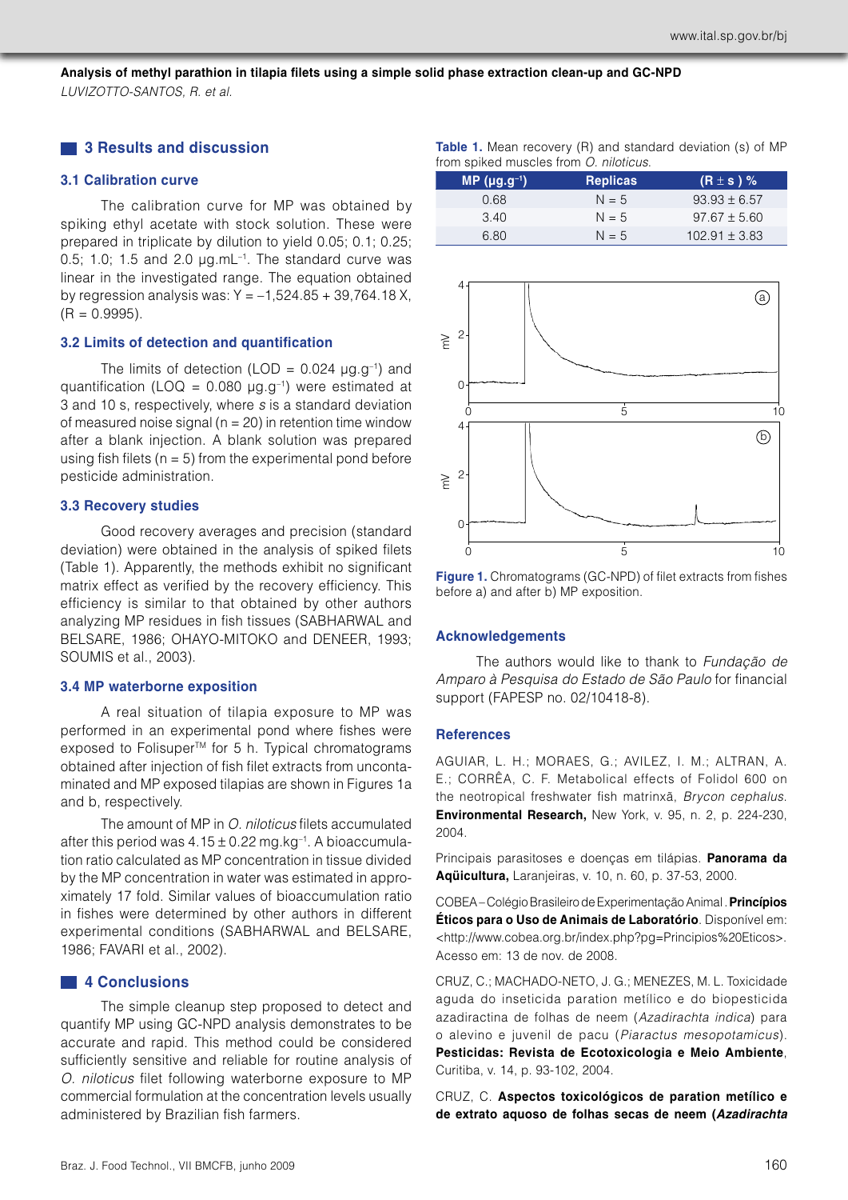## 3 Results and discussion

### 3.1 Calibration curve

The calibration curve for MP was obtained by spiking ethyl acetate with stock solution. These were prepared in triplicate by dilution to yield 0.05; 0.1; 0.25; 0.5; 1.0; 1.5 and 2.0 μg.mL$^{-1}$. The standard curve was linear in the investigated range. The equation obtained by regression analysis was: $Y = -1{,}524.85 + 39{,}764.18\ X$, ($R = 0.9995$).

### 3.2 Limits of detection and quantification

The limits of detection (LOD = 0.024 μg.g$^{-1}$) and quantification (LOQ = 0.080 μg.g$^{-1}$) were estimated at 3 and 10 s, respectively, where *s* is a standard deviation of measured noise signal (n = 20) in retention time window after a blank injection. A blank solution was prepared using fish filets (n = 5) from the experimental pond before pesticide administration.

### 3.3 Recovery studies

Good recovery averages and precision (standard deviation) were obtained in the analysis of spiked filets (Table 1). Apparently, the methods exhibit no significant matrix effect as verified by the recovery efficiency. This efficiency is similar to that obtained by other authors analyzing MP residues in fish tissues (SABHARWAL and BELSARE, 1986; OHAYO-MITOKO and DENEER, 1993; SOUMIS et al., 2003).

**Table 1.** Mean recovery (R) and standard deviation (s) of MP from spiked muscles from *O. niloticus*.

| MP (μg.g$^{-1}$) | Replicas | (R ± s ) % |
|---|---|---|
| 0.68 | N = 5 | 93.93 ± 6.57 |
| 3.40 | N = 5 | 97.67 ± 5.60 |
| 6.80 | N = 5 | 102.91 ± 3.83 |

### 3.4 MP waterborne exposition

A real situation of tilapia exposure to MP was performed in an experimental pond where fishes were exposed to Folisuper™ for 5 h. Typical chromatograms obtained after injection of fish filet extracts from uncontaminated and MP exposed tilapias are shown in Figures 1a and b, respectively.

The amount of MP in *O. niloticus* filets accumulated after this period was 4.15 ± 0.22 mg.kg$^{-1}$. A bioaccumulation ratio calculated as MP concentration in tissue divided by the MP concentration in water was estimated in approximately 17 fold. Similar values of bioaccumulation ratio in fishes were determined by other authors in different experimental conditions (SABHARWAL and BELSARE, 1986; FAVARI et al., 2002).

**Figure 1.** Chromatograms (GC-NPD) of filet extracts from fishes before a) and after b) MP exposition.

## 4 Conclusions

The simple cleanup step proposed to detect and quantify MP using GC-NPD analysis demonstrates to be accurate and rapid. This method could be considered sufficiently sensitive and reliable for routine analysis of *O. niloticus* filet following waterborne exposure to MP commercial formulation at the concentration levels usually administered by Brazilian fish farmers.

## Acknowledgements

The authors would like to thank to *Fundação de Amparo à Pesquisa do Estado de São Paulo* for financial support (FAPESP no. 02/10418-8).

## References

AGUIAR, L. H.; MORAES, G.; AVILEZ, I. M.; ALTRAN, A. E.; CORRÊA, C. F. Metabolical effects of Folidol 600 on the neotropical freshwater fish matrinxã, *Brycon cephalus*. **Environmental Research,** New York, v. 95, n. 2, p. 224-230, 2004.

Principais parasitoses e doenças em tilápias. **Panorama da Aqüicultura,** Laranjeiras, v. 10, n. 60, p. 37-53, 2000.

COBEA – Colégio Brasileiro de Experimentação Animal . **Princípios Éticos para o Uso de Animais de Laboratório**. Disponível em: <http://www.cobea.org.br/index.php?pg=Principios%20Eticos>. Acesso em: 13 de nov. de 2008.

CRUZ, C.; MACHADO-NETO, J. G.; MENEZES, M. L. Toxicidade aguda do inseticida paration metílico e do biopesticida azadiractina de folhas de neem (*Azadirachta indica*) para o alevino e juvenil de pacu (*Piaractus mesopotamicus*). **Pesticidas: Revista de Ecotoxicologia e Meio Ambiente**, Curitiba, v. 14, p. 93-102, 2004.

CRUZ, C. **Aspectos toxicológicos de paration metílico e de extrato aquoso de folhas secas de neem (*Azadirachta***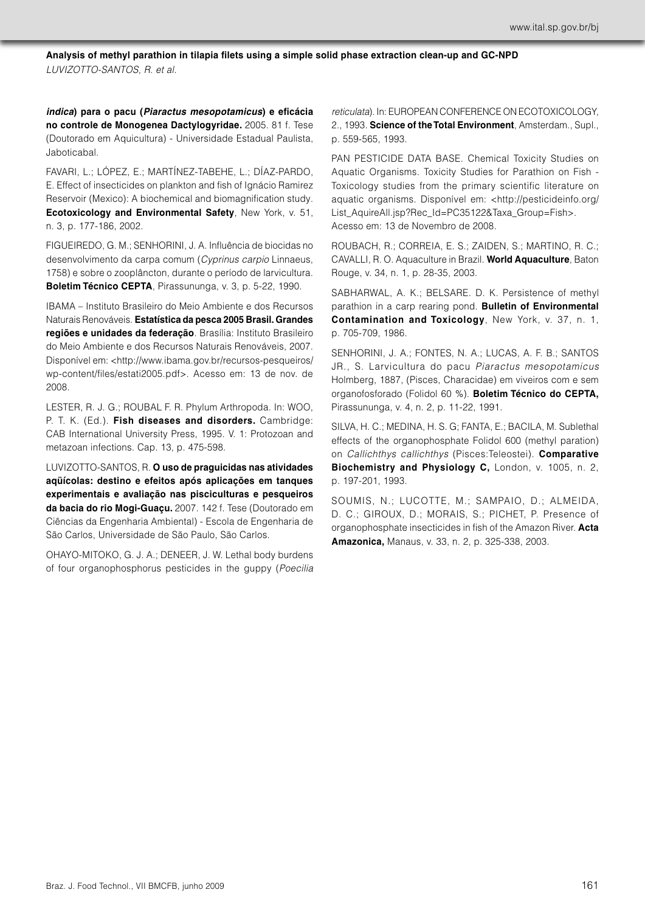***indica*) para o pacu (*Piaractus mesopotamicus*) e eficácia no controle de Monogenea Dactylogyridae.** 2005. 81 f. Tese (Doutorado em Aquicultura) - Universidade Estadual Paulista, Jaboticabal.

FAVARI, L.; LÓPEZ, E.; MARTÍNEZ-TABEHE, L.; DÍAZ-PARDO, E. Effect of insecticides on plankton and fish of Ignácio Ramirez Reservoir (Mexico): A biochemical and biomagnification study. **Ecotoxicology and Environmental Safety**, New York, v. 51, n. 3, p. 177-186, 2002.

FIGUEIREDO, G. M.; SENHORINI, J. A. Influência de biocidas no desenvolvimento da carpa comum (*Cyprinus carpio* Linnaeus, 1758) e sobre o zooplâncton, durante o período de larvicultura. **Boletim Técnico CEPTA**, Pirassununga, v. 3, p. 5-22, 1990.

IBAMA – Instituto Brasileiro do Meio Ambiente e dos Recursos Naturais Renováveis. **Estatística da pesca 2005 Brasil. Grandes regiões e unidades da federação**. Brasília: Instituto Brasileiro do Meio Ambiente e dos Recursos Naturais Renováveis, 2007. Disponível em: <http://www.ibama.gov.br/recursos-pesqueiros/wp-content/files/estati2005.pdf>. Acesso em: 13 de nov. de 2008.

LESTER, R. J. G.; ROUBAL F. R. Phylum Arthropoda. In: WOO, P. T. K. (Ed.). **Fish diseases and disorders.** Cambridge: CAB International University Press, 1995. V. 1: Protozoan and metazoan infections. Cap. 13, p. 475-598.

LUVIZOTTO-SANTOS, R. **O uso de praguicidas nas atividades aqüícolas: destino e efeitos após aplicações em tanques experimentais e avaliação nas pisciculturas e pesqueiros da bacia do rio Mogi-Guaçu.** 2007. 142 f. Tese (Doutorado em Ciências da Engenharia Ambiental) - Escola de Engenharia de São Carlos, Universidade de São Paulo, São Carlos.

OHAYO-MITOKO, G. J. A.; DENEER, J. W. Lethal body burdens of four organophosphorus pesticides in the guppy (*Poecilia reticulata*). In: EUROPEAN CONFERENCE ON ECOTOXICOLOGY, 2., 1993. **Science of the Total Environment**, Amsterdam., Supl., p. 559-565, 1993.

PAN PESTICIDE DATA BASE. Chemical Toxicity Studies on Aquatic Organisms. Toxicity Studies for Parathion on Fish - Toxicology studies from the primary scientific literature on aquatic organisms. Disponível em: <http://pesticideinfo.org/List_AquireAll.jsp?Rec_Id=PC35122&Taxa_Group=Fish>. Acesso em: 13 de Novembro de 2008.

ROUBACH, R.; CORREIA, E. S.; ZAIDEN, S.; MARTINO, R. C.; CAVALLI, R. O. Aquaculture in Brazil. **World Aquaculture**, Baton Rouge, v. 34, n. 1, p. 28-35, 2003.

SABHARWAL, A. K.; BELSARE. D. K. Persistence of methyl parathion in a carp rearing pond. **Bulletin of Environmental Contamination and Toxicology**, New York, v. 37, n. 1, p. 705-709, 1986.

SENHORINI, J. A.; FONTES, N. A.; LUCAS, A. F. B.; SANTOS JR., S. Larvicultura do pacu *Piaractus mesopotamicus* Holmberg, 1887, (Pisces, Characidae) em viveiros com e sem organofosforado (Folidol 60 %). **Boletim Técnico do CEPTA,** Pirassununga, v. 4, n. 2, p. 11-22, 1991.

SILVA, H. C.; MEDINA, H. S. G; FANTA, E.; BACILA, M. Sublethal effects of the organophosphate Folidol 600 (methyl paration) on *Callichthys callichthys* (Pisces:Teleostei). **Comparative Biochemistry and Physiology C,** London, v. 1005, n. 2, p. 197-201, 1993.

SOUMIS, N.; LUCOTTE, M.; SAMPAIO, D.; ALMEIDA, D. C.; GIROUX, D.; MORAIS, S.; PICHET, P. Presence of organophosphate insecticides in fish of the Amazon River. **Acta Amazonica,** Manaus, v. 33, n. 2, p. 325-338, 2003.